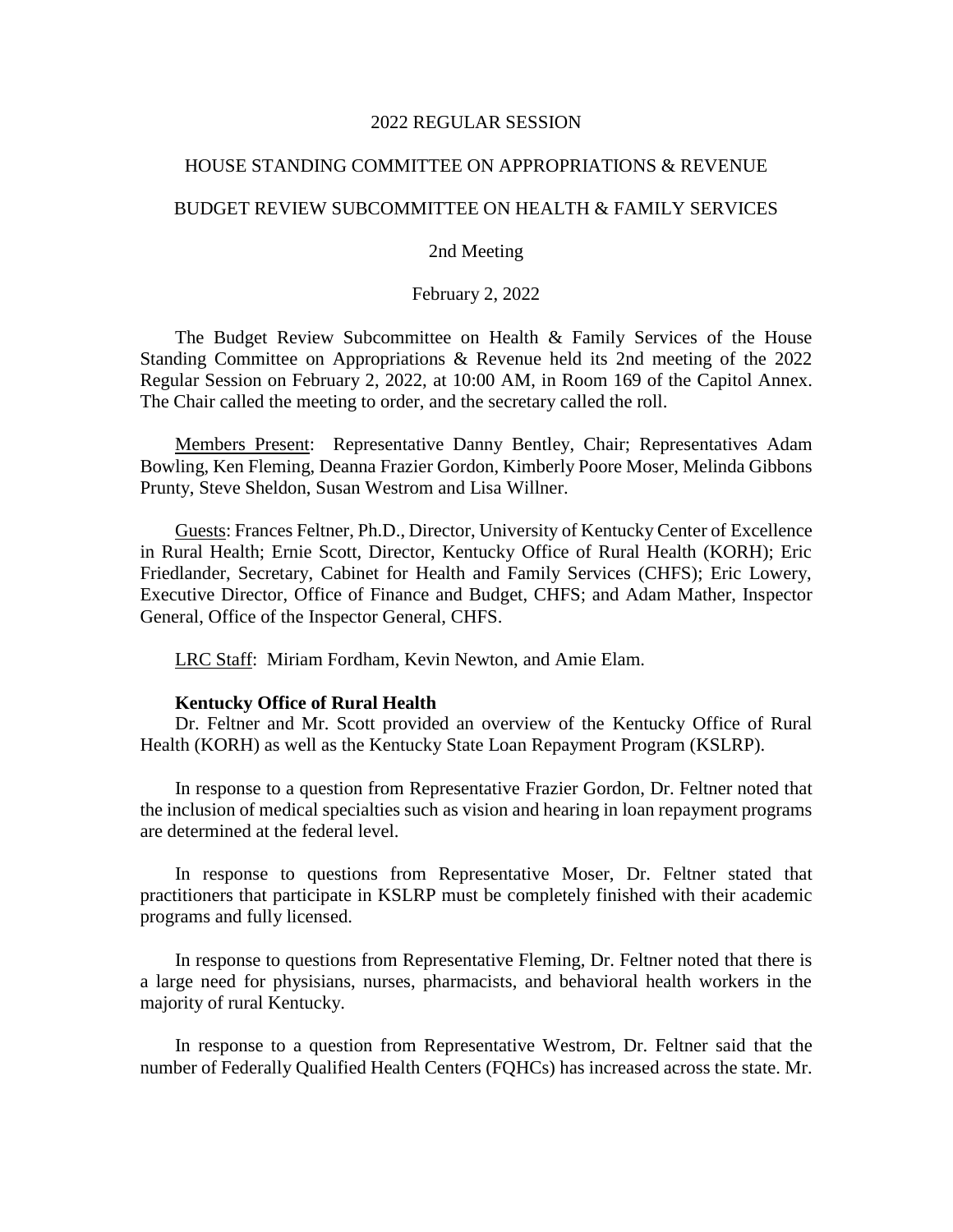2022 REGULAR SESSION

HOUSE STANDING COMMITTEE ON APPROPRIATIONS & REVENUE

BUDGET REVIEW SUBCOMMITTEE ON HEALTH & FAMILY SERVICES

2nd Meeting

February 2, 2022

The Budget Review Subcommittee on Health & Family Services of the House Standing Committee on Appropriations & Revenue held its 2nd meeting of the 2022 Regular Session on February 2, 2022, at 10:00 AM, in Room 169 of the Capitol Annex. The Chair called the meeting to order, and the secretary called the roll.

Members Present: Representative Danny Bentley, Chair; Representatives Adam Bowling, Ken Fleming, Deanna Frazier Gordon, Kimberly Poore Moser, Melinda Gibbons Prunty, Steve Sheldon, Susan Westrom and Lisa Willner.

Guests: Frances Feltner, Ph.D., Director, University of Kentucky Center of Excellence in Rural Health; Ernie Scott, Director, Kentucky Office of Rural Health (KORH); Eric Friedlander, Secretary, Cabinet for Health and Family Services (CHFS); Eric Lowery, Executive Director, Office of Finance and Budget, CHFS; and Adam Mather, Inspector General, Office of the Inspector General, CHFS.

LRC Staff: Miriam Fordham, Kevin Newton, and Amie Elam.

**Kentucky Office of Rural Health**

Dr. Feltner and Mr. Scott provided an overview of the Kentucky Office of Rural Health (KORH) as well as the Kentucky State Loan Repayment Program (KSLRP).

In response to a question from Representative Frazier Gordon, Dr. Feltner noted that the inclusion of medical specialties such as vision and hearing in loan repayment programs are determined at the federal level.

In response to questions from Representative Moser, Dr. Feltner stated that practitioners that participate in KSLRP must be completely finished with their academic programs and fully licensed.

In response to questions from Representative Fleming, Dr. Feltner noted that there is a large need for physisians, nurses, pharmacists, and behavioral health workers in the majority of rural Kentucky.

In response to a question from Representative Westrom, Dr. Feltner said that the number of Federally Qualified Health Centers (FQHCs) has increased across the state. Mr.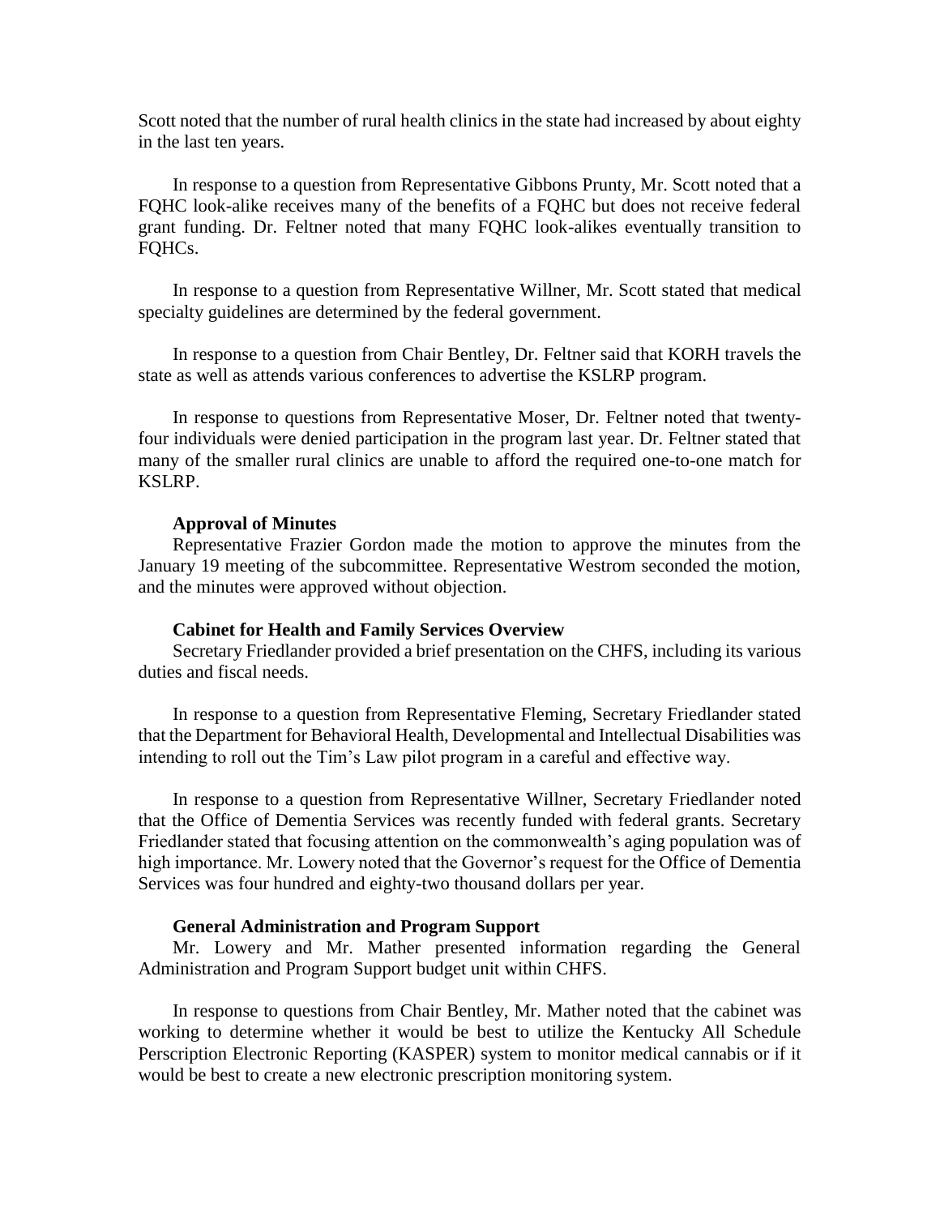Scott noted that the number of rural health clinics in the state had increased by about eighty in the last ten years.

In response to a question from Representative Gibbons Prunty, Mr. Scott noted that a FQHC look-alike receives many of the benefits of a FQHC but does not receive federal grant funding. Dr. Feltner noted that many FQHC look-alikes eventually transition to FQHCs.

In response to a question from Representative Willner, Mr. Scott stated that medical specialty guidelines are determined by the federal government.

In response to a question from Chair Bentley, Dr. Feltner said that KORH travels the state as well as attends various conferences to advertise the KSLRP program.

In response to questions from Representative Moser, Dr. Feltner noted that twenty-four individuals were denied participation in the program last year. Dr. Feltner stated that many of the smaller rural clinics are unable to afford the required one-to-one match for KSLRP.

**Approval of Minutes**

Representative Frazier Gordon made the motion to approve the minutes from the January 19 meeting of the subcommittee. Representative Westrom seconded the motion, and the minutes were approved without objection.

**Cabinet for Health and Family Services Overview**

Secretary Friedlander provided a brief presentation on the CHFS, including its various duties and fiscal needs.

In response to a question from Representative Fleming, Secretary Friedlander stated that the Department for Behavioral Health, Developmental and Intellectual Disabilities was intending to roll out the Tim's Law pilot program in a careful and effective way.

In response to a question from Representative Willner, Secretary Friedlander noted that the Office of Dementia Services was recently funded with federal grants. Secretary Friedlander stated that focusing attention on the commonwealth's aging population was of high importance. Mr. Lowery noted that the Governor's request for the Office of Dementia Services was four hundred and eighty-two thousand dollars per year.

**General Administration and Program Support**

Mr. Lowery and Mr. Mather presented information regarding the General Administration and Program Support budget unit within CHFS.

In response to questions from Chair Bentley, Mr. Mather noted that the cabinet was working to determine whether it would be best to utilize the Kentucky All Schedule Perscription Electronic Reporting (KASPER) system to monitor medical cannabis or if it would be best to create a new electronic prescription monitoring system.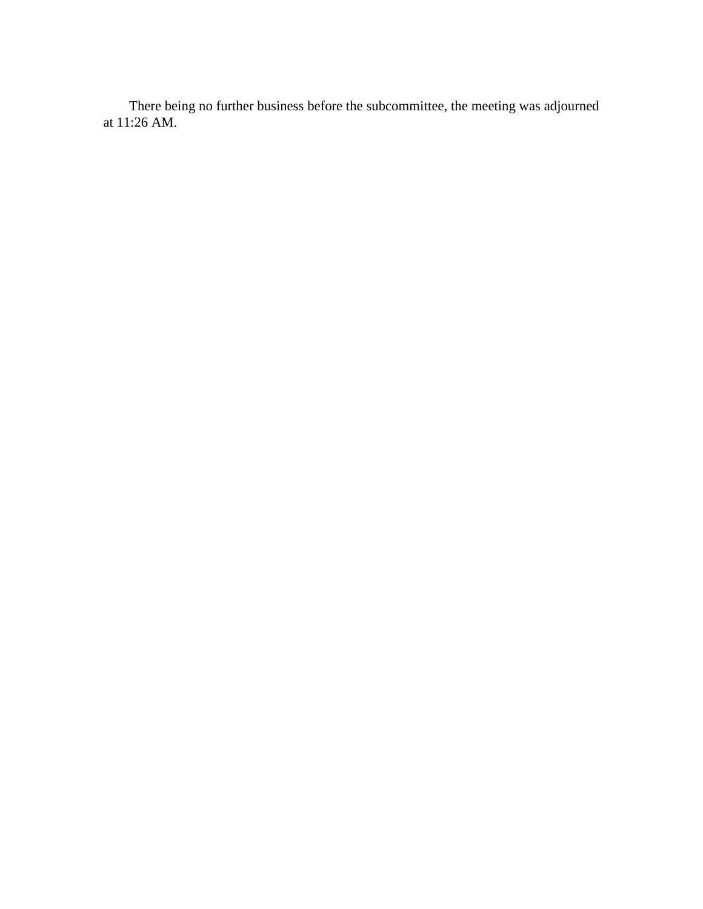There being no further business before the subcommittee, the meeting was adjourned at 11:26 AM.